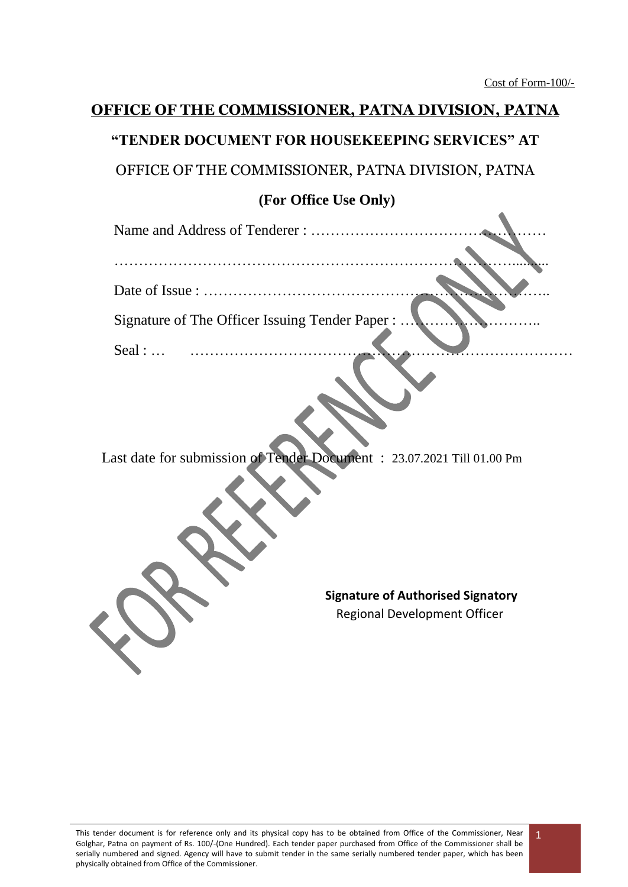Cost of Form-100/-

# OFFICE OF THE COMMISSIONER, PATNA DIVISION, PATNA

## "TENDER DOCUMENT FOR HOUSEKEEPING SERVICES" AT

## OFFICE OF THE COMMISSIONER, PATNA DIVISION, PATNA

### (For Office Use Only)

Name and Address of Tenderer : ……………………………………………

……………………………………………………………………………..........

Date of Issue : ……………………………………………………………..

Signature of The Officer Issuing Tender Paper : ………………………..

Seal : … ……………………………………………………………………

FOR REFERENCE ONLY

Last date for submission of Tender Document : 23.07.2021 Till 01.00 Pm

**Signature of Authorised Signatory**
Regional Development Officer

This tender document is for reference only and its physical copy has to be obtained from Office of the Commissioner, Near Golghar, Patna on payment of Rs. 100/-(One Hundred). Each tender paper purchased from Office of the Commissioner shall be serially numbered and signed. Agency will have to submit tender in the same serially numbered tender paper, which has been physically obtained from Office of the Commissioner.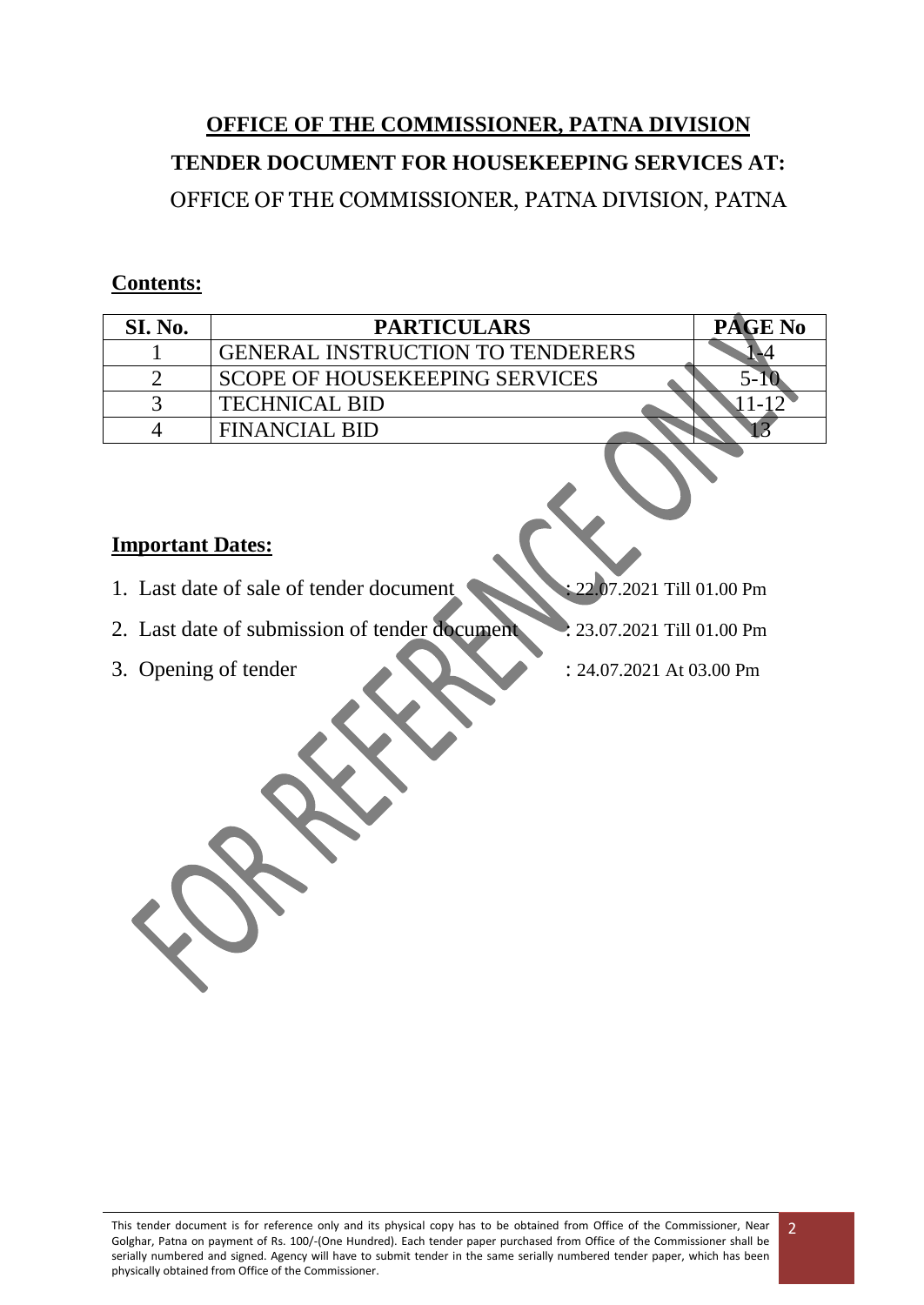## OFFICE OF THE COMMISSIONER, PATNA DIVISION

## TENDER DOCUMENT FOR HOUSEKEEPING SERVICES AT:

OFFICE OF THE COMMISSIONER, PATNA DIVISION, PATNA

### Contents:

| SI. No. | PARTICULARS | PAGE No |
|---|---|---|
| 1 | GENERAL INSTRUCTION TO TENDERERS | 1-4 |
| 2 | SCOPE OF HOUSEKEEPING SERVICES | 5-10 |
| 3 | TECHNICAL BID | 11-12 |
| 4 | FINANCIAL BID | 13 |

### Important Dates:

1. Last date of sale of tender document : 22.07.2021 Till 01.00 Pm
2. Last date of submission of tender document : 23.07.2021 Till 01.00 Pm
3. Opening of tender : 24.07.2021 At 03.00 Pm

This tender document is for reference only and its physical copy has to be obtained from Office of the Commissioner, Near Golghar, Patna on payment of Rs. 100/-(One Hundred). Each tender paper purchased from Office of the Commissioner shall be serially numbered and signed. Agency will have to submit tender in the same serially numbered tender paper, which has been physically obtained from Office of the Commissioner.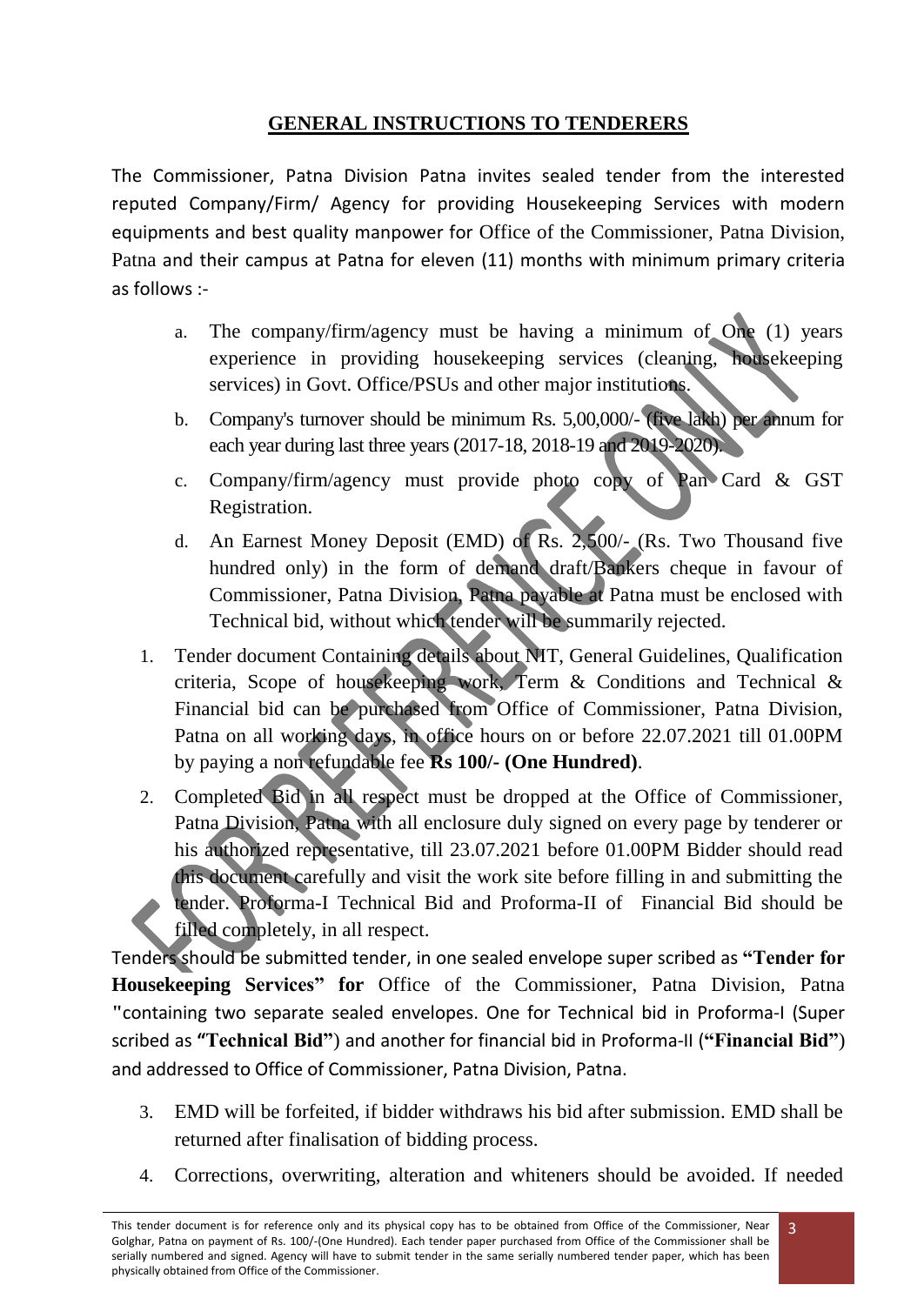## GENERAL INSTRUCTIONS TO TENDERERS

The Commissioner, Patna Division Patna invites sealed tender from the interested reputed Company/Firm/ Agency for providing Housekeeping Services with modern equipments and best quality manpower for Office of the Commissioner, Patna Division, Patna and their campus at Patna for eleven (11) months with minimum primary criteria as follows :-

a. The company/firm/agency must be having a minimum of One (1) years experience in providing housekeeping services (cleaning, housekeeping services) in Govt. Office/PSUs and other major institutions.

b. Company's turnover should be minimum Rs. 5,00,000/- (five lakh) per annum for each year during last three years (2017-18, 2018-19 and 2019-2020).

c. Company/firm/agency must provide photo copy of Pan Card & GST Registration.

d. An Earnest Money Deposit (EMD) of Rs. 2,500/- (Rs. Two Thousand five hundred only) in the form of demand draft/Bankers cheque in favour of Commissioner, Patna Division, Patna payable at Patna must be enclosed with Technical bid, without which tender will be summarily rejected.

1. Tender document Containing details about NIT, General Guidelines, Qualification criteria, Scope of housekeeping work, Term & Conditions and Technical & Financial bid can be purchased from Office of Commissioner, Patna Division, Patna on all working days, in office hours on or before 22.07.2021 till 01.00PM by paying a non refundable fee **Rs 100/- (One Hundred)**.

2. Completed Bid in all respect must be dropped at the Office of Commissioner, Patna Division, Patna with all enclosure duly signed on every page by tenderer or his authorized representative, till 23.07.2021 before 01.00PM Bidder should read this document carefully and visit the work site before filling in and submitting the tender. Proforma-I Technical Bid and Proforma-II of Financial Bid should be filled completely, in all respect.

Tenders should be submitted tender, in one sealed envelope super scribed as **"Tender for Housekeeping Services" for** Office of the Commissioner, Patna Division, Patna "containing two separate sealed envelopes. One for Technical bid in Proforma-I (Super scribed as **"Technical Bid"**) and another for financial bid in Proforma-II (**"Financial Bid"**) and addressed to Office of Commissioner, Patna Division, Patna.

3. EMD will be forfeited, if bidder withdraws his bid after submission. EMD shall be returned after finalisation of bidding process.

4. Corrections, overwriting, alteration and whiteners should be avoided. If needed

This tender document is for reference only and its physical copy has to be obtained from Office of the Commissioner, Near Golghar, Patna on payment of Rs. 100/-(One Hundred). Each tender paper purchased from Office of the Commissioner shall be serially numbered and signed. Agency will have to submit tender in the same serially numbered tender paper, which has been physically obtained from Office of the Commissioner.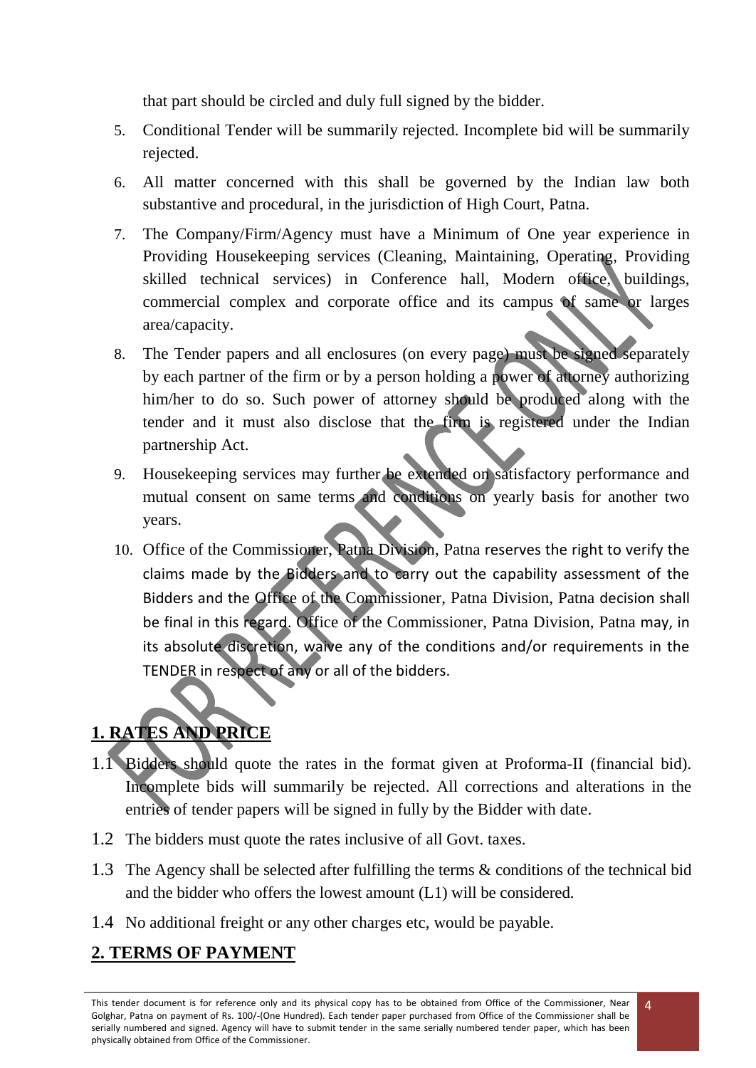that part should be circled and duly full signed by the bidder.

5. Conditional Tender will be summarily rejected. Incomplete bid will be summarily rejected.
6. All matter concerned with this shall be governed by the Indian law both substantive and procedural, in the jurisdiction of High Court, Patna.
7. The Company/Firm/Agency must have a Minimum of One year experience in Providing Housekeeping services (Cleaning, Maintaining, Operating, Providing skilled technical services) in Conference hall, Modern office, buildings, commercial complex and corporate office and its campus of same or larges area/capacity.
8. The Tender papers and all enclosures (on every page) must be signed separately by each partner of the firm or by a person holding a power of attorney authorizing him/her to do so. Such power of attorney should be produced along with the tender and it must also disclose that the firm is registered under the Indian partnership Act.
9. Housekeeping services may further be extended on satisfactory performance and mutual consent on same terms and conditions on yearly basis for another two years.
10. Office of the Commissioner, Patna Division, Patna reserves the right to verify the claims made by the Bidders and to carry out the capability assessment of the Bidders and the Office of the Commissioner, Patna Division, Patna decision shall be final in this regard. Office of the Commissioner, Patna Division, Patna may, in its absolute discretion, waive any of the conditions and/or requirements in the TENDER in respect of any or all of the bidders.

## 1. RATES AND PRICE

1.1 Bidders should quote the rates in the format given at Proforma-II (financial bid). Incomplete bids will summarily be rejected. All corrections and alterations in the entries of tender papers will be signed in fully by the Bidder with date.

1.2 The bidders must quote the rates inclusive of all Govt. taxes.

1.3 The Agency shall be selected after fulfilling the terms & conditions of the technical bid and the bidder who offers the lowest amount (L1) will be considered.

1.4 No additional freight or any other charges etc, would be payable.

## 2. TERMS OF PAYMENT

This tender document is for reference only and its physical copy has to be obtained from Office of the Commissioner, Near Golghar, Patna on payment of Rs. 100/-(One Hundred). Each tender paper purchased from Office of the Commissioner shall be serially numbered and signed. Agency will have to submit tender in the same serially numbered tender paper, which has been physically obtained from Office of the Commissioner.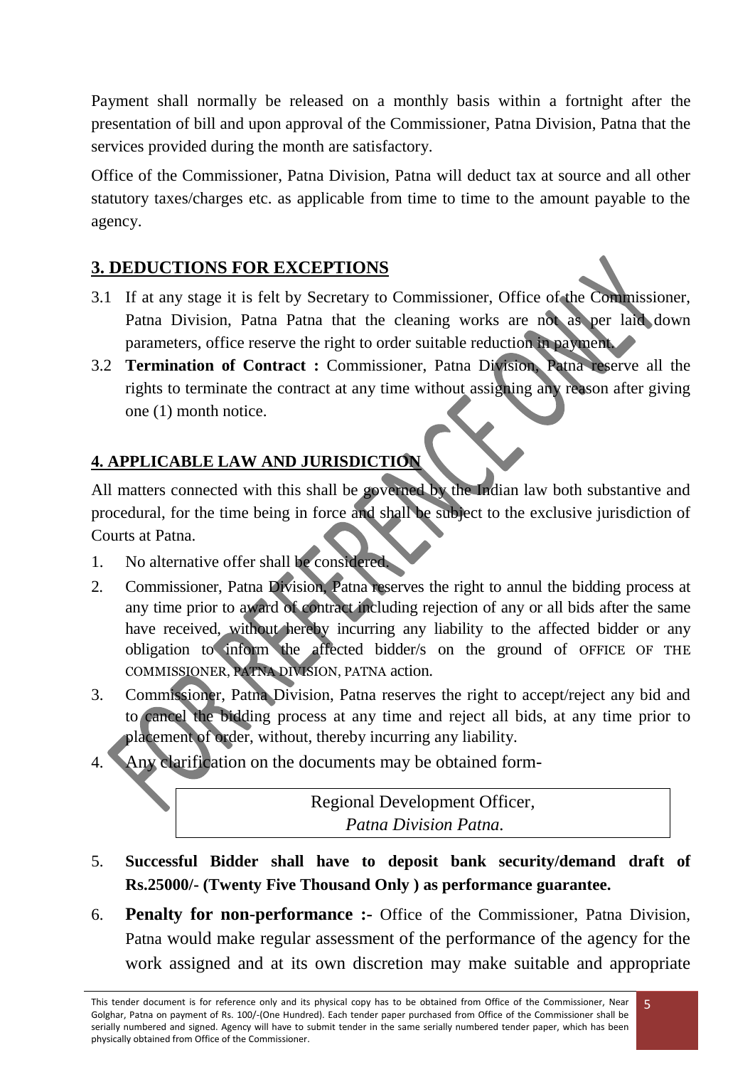Payment shall normally be released on a monthly basis within a fortnight after the presentation of bill and upon approval of the Commissioner, Patna Division, Patna that the services provided during the month are satisfactory.

Office of the Commissioner, Patna Division, Patna will deduct tax at source and all other statutory taxes/charges etc. as applicable from time to time to the amount payable to the agency.

## 3. DEDUCTIONS FOR EXCEPTIONS

3.1 If at any stage it is felt by Secretary to Commissioner, Office of the Commissioner, Patna Division, Patna Patna that the cleaning works are not as per laid down parameters, office reserve the right to order suitable reduction in payment.

3.2 **Termination of Contract :** Commissioner, Patna Division, Patna reserve all the rights to terminate the contract at any time without assigning any reason after giving one (1) month notice.

## 4. APPLICABLE LAW AND JURISDICTION

All matters connected with this shall be governed by the Indian law both substantive and procedural, for the time being in force and shall be subject to the exclusive jurisdiction of Courts at Patna.

1. No alternative offer shall be considered.
2. Commissioner, Patna Division, Patna reserves the right to annul the bidding process at any time prior to award of contract including rejection of any or all bids after the same have received, without hereby incurring any liability to the affected bidder or any obligation to inform the affected bidder/s on the ground of OFFICE OF THE COMMISSIONER, PATNA DIVISION, PATNA action.
3. Commissioner, Patna Division, Patna reserves the right to accept/reject any bid and to cancel the bidding process at any time and reject all bids, at any time prior to placement of order, without, thereby incurring any liability.
4. Any clarification on the documents may be obtained form-

   Regional Development Officer,
   *Patna Division Patna.*

5. **Successful Bidder shall have to deposit bank security/demand draft of Rs.25000/- (Twenty Five Thousand Only ) as performance guarantee.**
6. **Penalty for non-performance :-** Office of the Commissioner, Patna Division, Patna would make regular assessment of the performance of the agency for the work assigned and at its own discretion may make suitable and appropriate

This tender document is for reference only and its physical copy has to be obtained from Office of the Commissioner, Near Golghar, Patna on payment of Rs. 100/-(One Hundred). Each tender paper purchased from Office of the Commissioner shall be serially numbered and signed. Agency will have to submit tender in the same serially numbered tender paper, which has been physically obtained from Office of the Commissioner.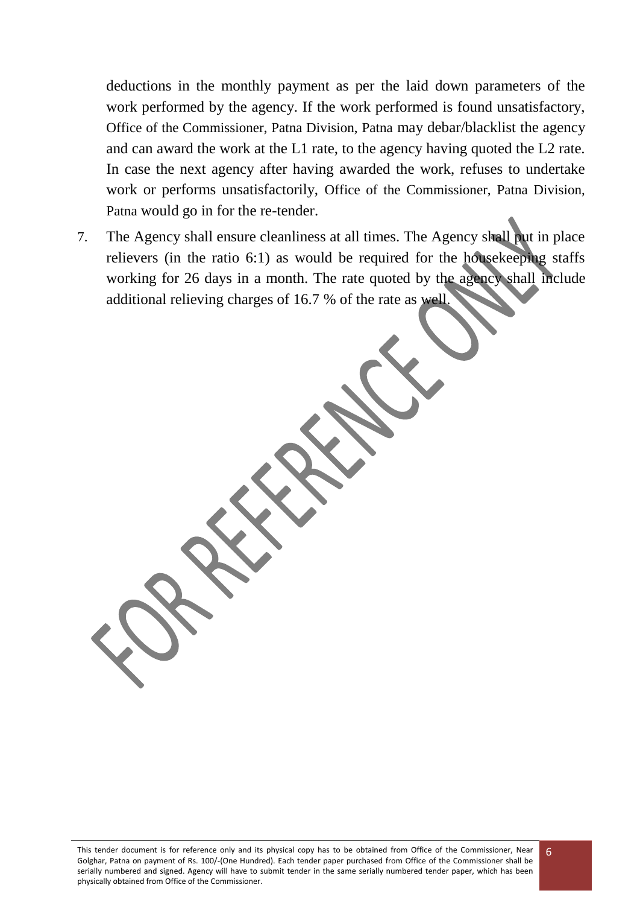deductions in the monthly payment as per the laid down parameters of the work performed by the agency. If the work performed is found unsatisfactory, Office of the Commissioner, Patna Division, Patna may debar/blacklist the agency and can award the work at the L1 rate, to the agency having quoted the L2 rate. In case the next agency after having awarded the work, refuses to undertake work or performs unsatisfactorily, Office of the Commissioner, Patna Division, Patna would go in for the re-tender.

7. The Agency shall ensure cleanliness at all times. The Agency shall put in place relievers (in the ratio 6:1) as would be required for the housekeeping staffs working for 26 days in a month. The rate quoted by the agency shall include additional relieving charges of 16.7 % of the rate as well.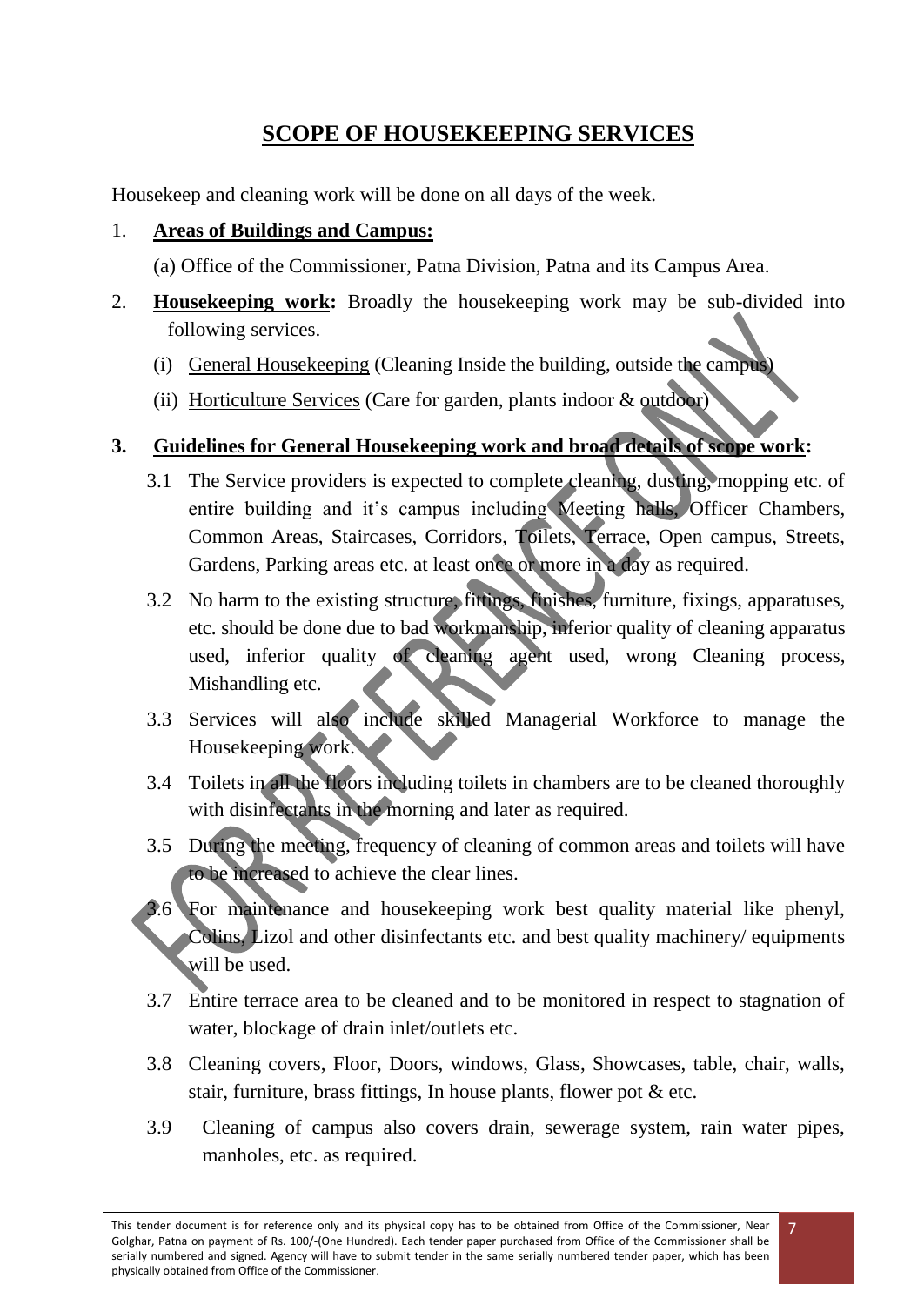## SCOPE OF HOUSEKEEPING SERVICES

Housekeep and cleaning work will be done on all days of the week.

1. **Areas of Buildings and Campus:**

   (a) Office of the Commissioner, Patna Division, Patna and its Campus Area.

2. **Housekeeping work:** Broadly the housekeeping work may be sub-divided into following services.

   (i) General Housekeeping (Cleaning Inside the building, outside the campus)

   (ii) Horticulture Services (Care for garden, plants indoor & outdoor)

3. **Guidelines for General Housekeeping work and broad details of scope work:**

   3.1 The Service providers is expected to complete cleaning, dusting, mopping etc. of entire building and it's campus including Meeting halls, Officer Chambers, Common Areas, Staircases, Corridors, Toilets, Terrace, Open campus, Streets, Gardens, Parking areas etc. at least once or more in a day as required.

   3.2 No harm to the existing structure, fittings, finishes, furniture, fixings, apparatuses, etc. should be done due to bad workmanship, inferior quality of cleaning apparatus used, inferior quality of cleaning agent used, wrong Cleaning process, Mishandling etc.

   3.3 Services will also include skilled Managerial Workforce to manage the Housekeeping work.

   3.4 Toilets in all the floors including toilets in chambers are to be cleaned thoroughly with disinfectants in the morning and later as required.

   3.5 During the meeting, frequency of cleaning of common areas and toilets will have to be increased to achieve the clear lines.

   3.6 For maintenance and housekeeping work best quality material like phenyl, Colins, Lizol and other disinfectants etc. and best quality machinery/ equipments will be used.

   3.7 Entire terrace area to be cleaned and to be monitored in respect to stagnation of water, blockage of drain inlet/outlets etc.

   3.8 Cleaning covers, Floor, Doors, windows, Glass, Showcases, table, chair, walls, stair, furniture, brass fittings, In house plants, flower pot & etc.

   3.9 Cleaning of campus also covers drain, sewerage system, rain water pipes, manholes, etc. as required.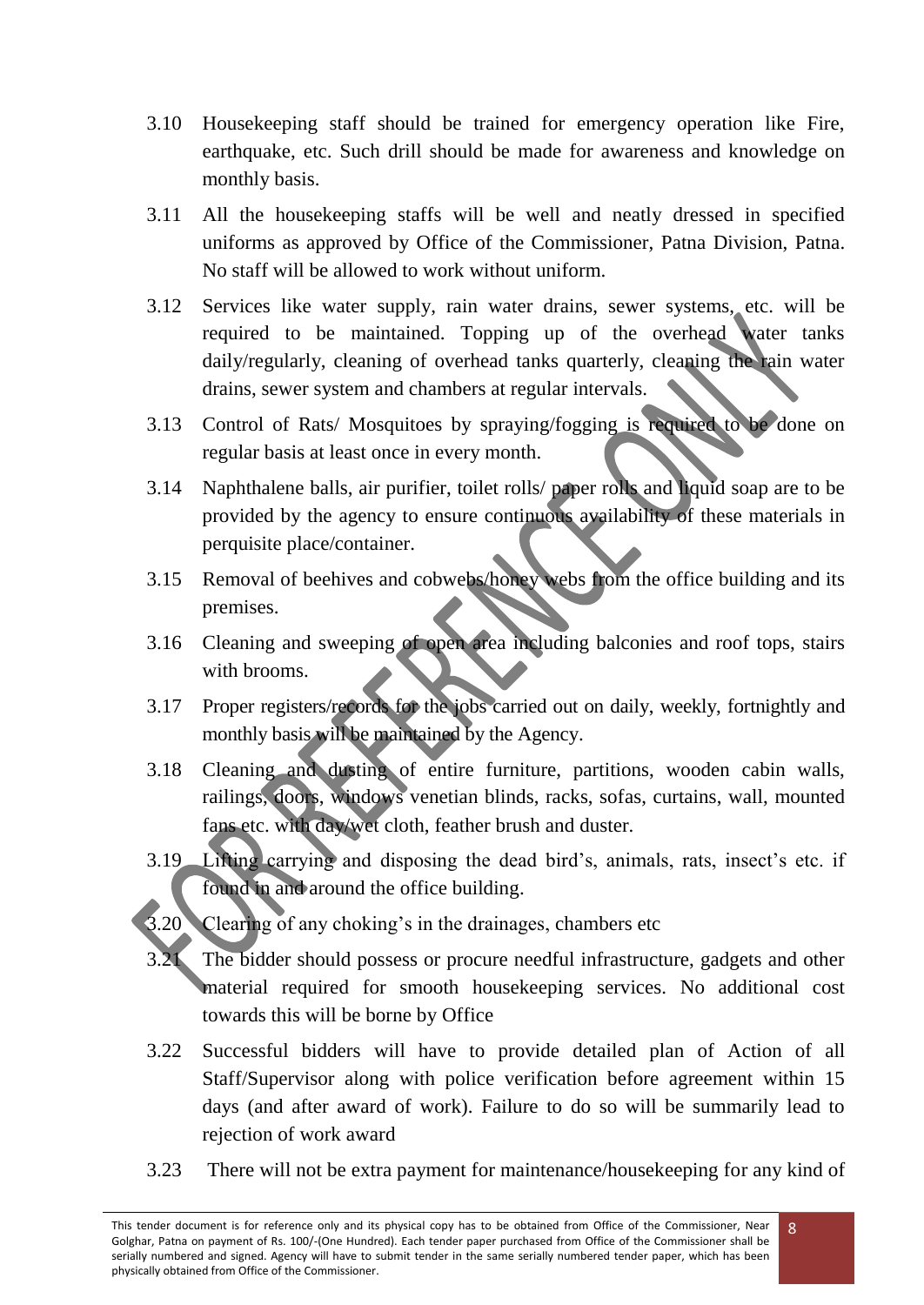3.10 Housekeeping staff should be trained for emergency operation like Fire, earthquake, etc. Such drill should be made for awareness and knowledge on monthly basis.

3.11 All the housekeeping staffs will be well and neatly dressed in specified uniforms as approved by Office of the Commissioner, Patna Division, Patna. No staff will be allowed to work without uniform.

3.12 Services like water supply, rain water drains, sewer systems, etc. will be required to be maintained. Topping up of the overhead water tanks daily/regularly, cleaning of overhead tanks quarterly, cleaning the rain water drains, sewer system and chambers at regular intervals.

3.13 Control of Rats/ Mosquitoes by spraying/fogging is required to be done on regular basis at least once in every month.

3.14 Naphthalene balls, air purifier, toilet rolls/ paper rolls and liquid soap are to be provided by the agency to ensure continuous availability of these materials in perquisite place/container.

3.15 Removal of beehives and cobwebs/honey webs from the office building and its premises.

3.16 Cleaning and sweeping of open area including balconies and roof tops, stairs with brooms.

3.17 Proper registers/records for the jobs carried out on daily, weekly, fortnightly and monthly basis will be maintained by the Agency.

3.18 Cleaning and dusting of entire furniture, partitions, wooden cabin walls, railings, doors, windows venetian blinds, racks, sofas, curtains, wall, mounted fans etc. with day/wet cloth, feather brush and duster.

3.19 Lifting carrying and disposing the dead bird's, animals, rats, insect's etc. if found in and around the office building.

3.20 Clearing of any choking's in the drainages, chambers etc

3.21 The bidder should possess or procure needful infrastructure, gadgets and other material required for smooth housekeeping services. No additional cost towards this will be borne by Office

3.22 Successful bidders will have to provide detailed plan of Action of all Staff/Supervisor along with police verification before agreement within 15 days (and after award of work). Failure to do so will be summarily lead to rejection of work award

3.23 There will not be extra payment for maintenance/housekeeping for any kind of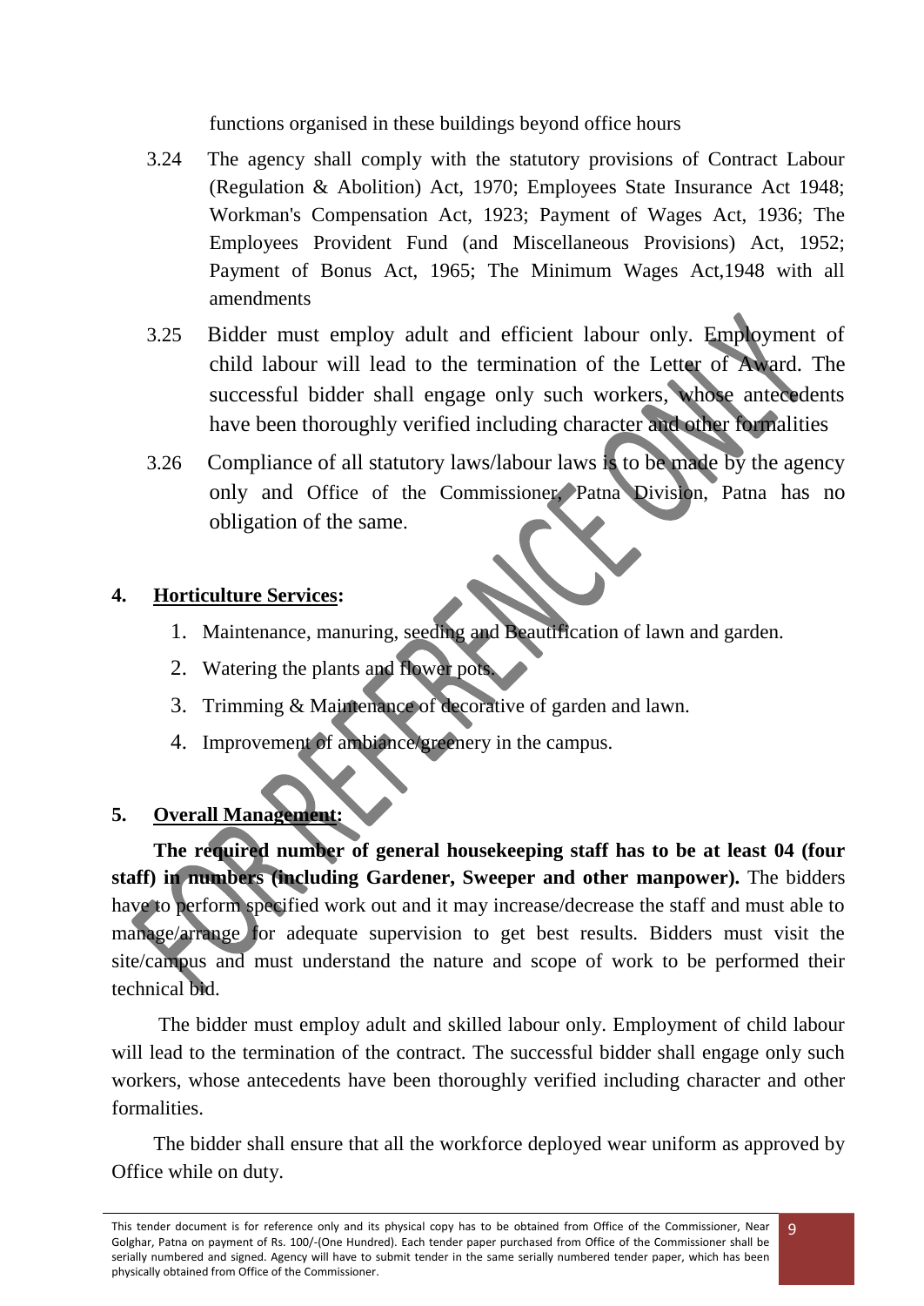functions organised in these buildings beyond office hours

3.24 The agency shall comply with the statutory provisions of Contract Labour (Regulation & Abolition) Act, 1970; Employees State Insurance Act 1948; Workman's Compensation Act, 1923; Payment of Wages Act, 1936; The Employees Provident Fund (and Miscellaneous Provisions) Act, 1952; Payment of Bonus Act, 1965; The Minimum Wages Act,1948 with all amendments

3.25 Bidder must employ adult and efficient labour only. Employment of child labour will lead to the termination of the Letter of Award. The successful bidder shall engage only such workers, whose antecedents have been thoroughly verified including character and other formalities

3.26 Compliance of all statutory laws/labour laws is to be made by the agency only and Office of the Commissioner, Patna Division, Patna has no obligation of the same.

**4. Horticulture Services:**

1. Maintenance, manuring, seeding and Beautification of lawn and garden.
2. Watering the plants and flower pots.
3. Trimming & Maintenance of decorative of garden and lawn.
4. Improvement of ambiance/greenery in the campus.

**5. Overall Management:**

**The required number of general housekeeping staff has to be at least 04 (four staff) in numbers (including Gardener, Sweeper and other manpower).** The bidders have to perform specified work out and it may increase/decrease the staff and must able to manage/arrange for adequate supervision to get best results. Bidders must visit the site/campus and must understand the nature and scope of work to be performed their technical bid.

The bidder must employ adult and skilled labour only. Employment of child labour will lead to the termination of the contract. The successful bidder shall engage only such workers, whose antecedents have been thoroughly verified including character and other formalities.

The bidder shall ensure that all the workforce deployed wear uniform as approved by Office while on duty.

This tender document is for reference only and its physical copy has to be obtained from Office of the Commissioner, Near Golghar, Patna on payment of Rs. 100/-(One Hundred). Each tender paper purchased from Office of the Commissioner shall be serially numbered and signed. Agency will have to submit tender in the same serially numbered tender paper, which has been physically obtained from Office of the Commissioner.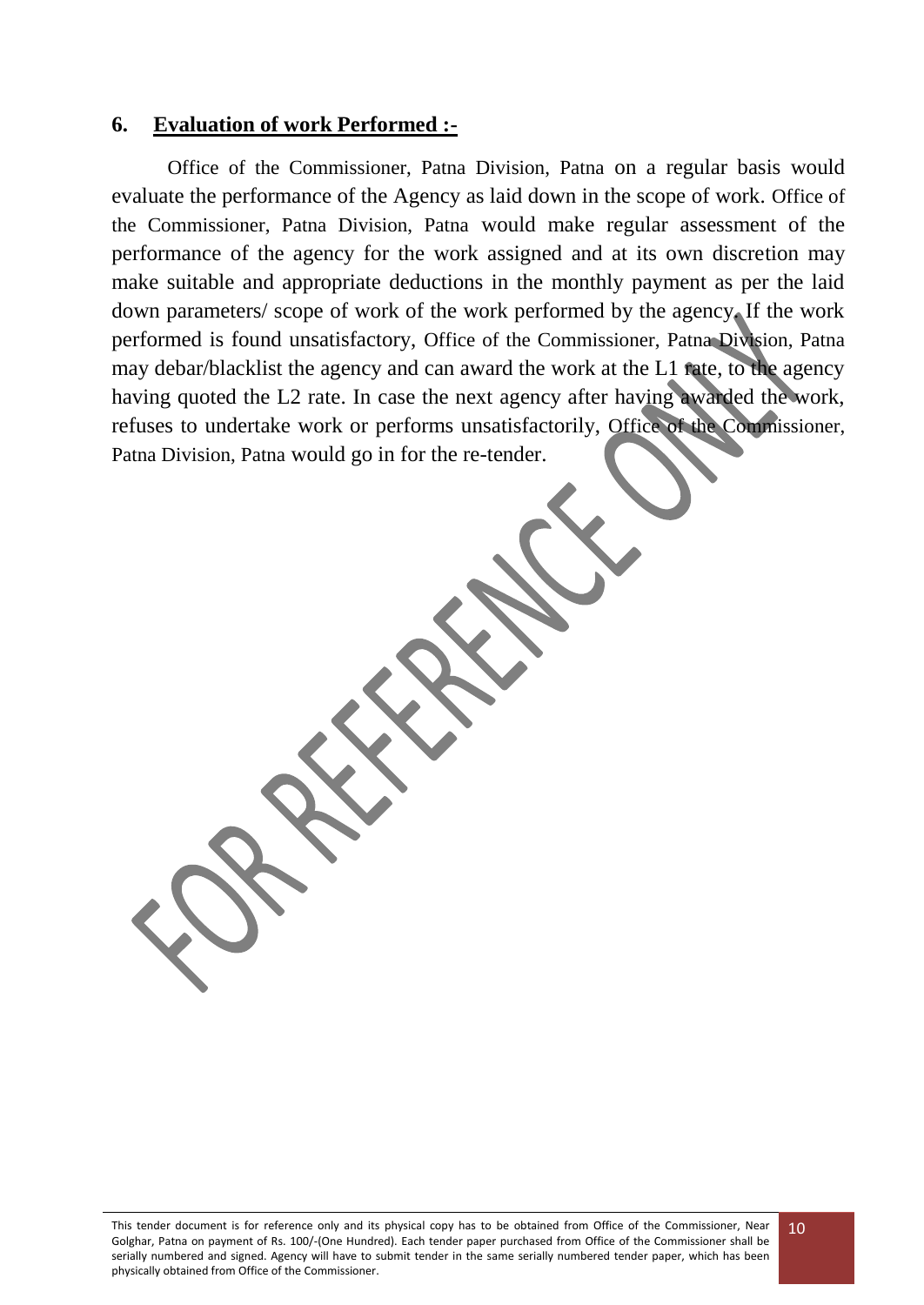## 6. Evaluation of work Performed :-

Office of the Commissioner, Patna Division, Patna on a regular basis would evaluate the performance of the Agency as laid down in the scope of work. Office of the Commissioner, Patna Division, Patna would make regular assessment of the performance of the agency for the work assigned and at its own discretion may make suitable and appropriate deductions in the monthly payment as per the laid down parameters/ scope of work of the work performed by the agency. If the work performed is found unsatisfactory, Office of the Commissioner, Patna Division, Patna may debar/blacklist the agency and can award the work at the L1 rate, to the agency having quoted the L2 rate. In case the next agency after having awarded the work, refuses to undertake work or performs unsatisfactorily, Office of the Commissioner, Patna Division, Patna would go in for the re-tender.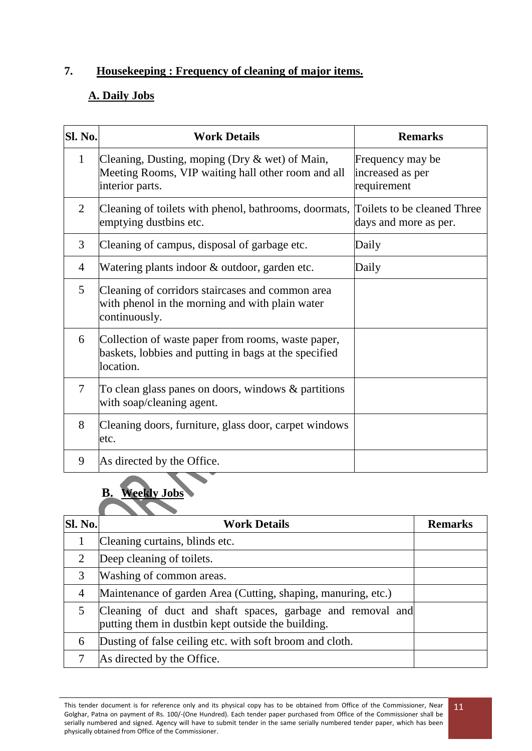## 7. Housekeeping : Frequency of cleaning of major items.

### A. Daily Jobs

| Sl. No. | Work Details | Remarks |
|---|---|---|
| 1 | Cleaning, Dusting, moping (Dry & wet) of Main, Meeting Rooms, VIP waiting hall other room and all interior parts. | Frequency may be increased as per requirement |
| 2 | Cleaning of toilets with phenol, bathrooms, doormats, emptying dustbins etc. | Toilets to be cleaned Three days and more as per. |
| 3 | Cleaning of campus, disposal of garbage etc. | Daily |
| 4 | Watering plants indoor & outdoor, garden etc. | Daily |
| 5 | Cleaning of corridors staircases and common area with phenol in the morning and with plain water continuously. | |
| 6 | Collection of waste paper from rooms, waste paper, baskets, lobbies and putting in bags at the specified location. | |
| 7 | To clean glass panes on doors, windows & partitions with soap/cleaning agent. | |
| 8 | Cleaning doors, furniture, glass door, carpet windows etc. | |
| 9 | As directed by the Office. | |

### B. Weekly Jobs

| Sl. No. | Work Details | Remarks |
|---|---|---|
| 1 | Cleaning curtains, blinds etc. | |
| 2 | Deep cleaning of toilets. | |
| 3 | Washing of common areas. | |
| 4 | Maintenance of garden Area (Cutting, shaping, manuring, etc.) | |
| 5 | Cleaning of duct and shaft spaces, garbage and removal and putting them in dustbin kept outside the building. | |
| 6 | Dusting of false ceiling etc. with soft broom and cloth. | |
| 7 | As directed by the Office. | |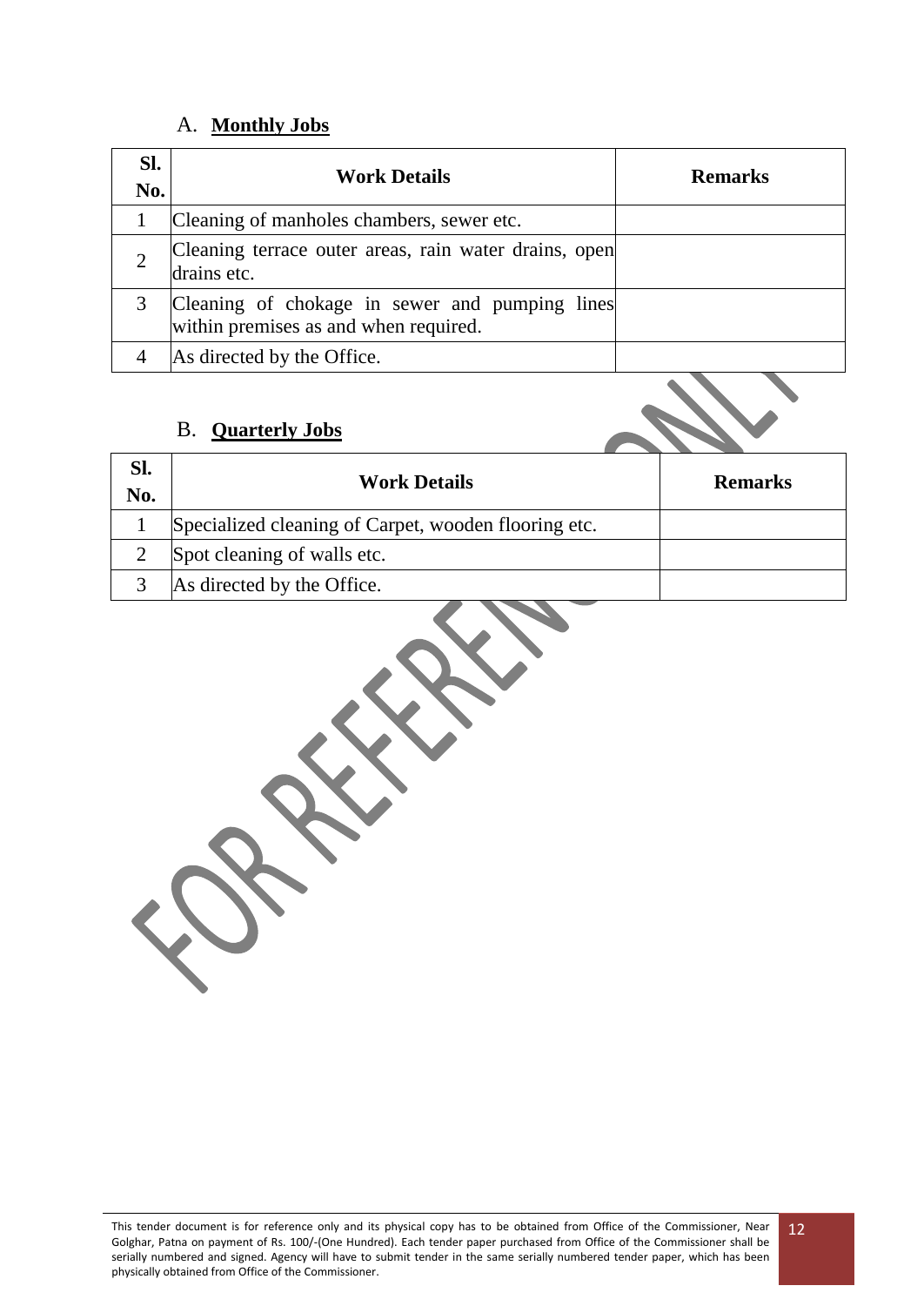### A. **Monthly Jobs**

| Sl. No. | Work Details | Remarks |
|---|---|---|
| 1 | Cleaning of manholes chambers, sewer etc. | |
| 2 | Cleaning terrace outer areas, rain water drains, open drains etc. | |
| 3 | Cleaning of chokage in sewer and pumping lines within premises as and when required. | |
| 4 | As directed by the Office. | |

### B. **Quarterly Jobs**

| Sl. No. | Work Details | Remarks |
|---|---|---|
| 1 | Specialized cleaning of Carpet, wooden flooring etc. | |
| 2 | Spot cleaning of walls etc. | |
| 3 | As directed by the Office. | |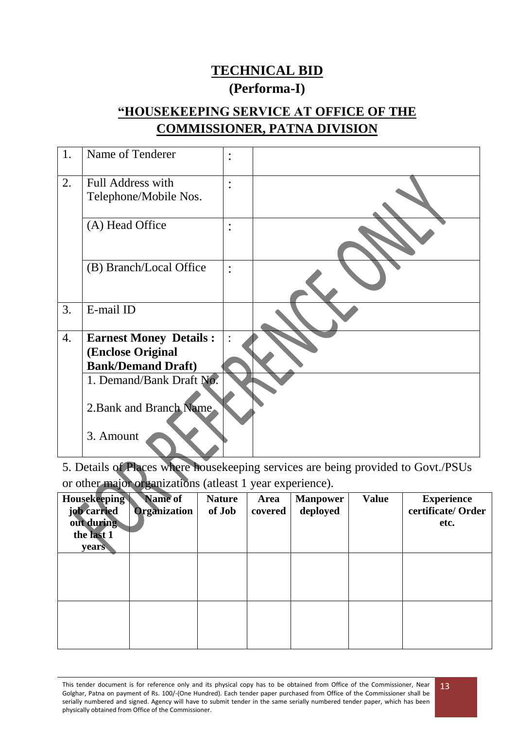# TECHNICAL BID

## (Performa-I)

## "HOUSEKEEPING SERVICE AT OFFICE OF THE COMMISSIONER, PATNA DIVISION

| | | | |
|---|---|---|---|
| 1. | Name of Tenderer | : | |
| 2. | Full Address with Telephone/Mobile Nos. | : | |
| | (A) Head Office | : | |
| | (B) Branch/Local Office | : | |
| 3. | E-mail ID | | |
| 4. | **Earnest Money Details : (Enclose Original Bank/Demand Draft)** | : | |
| | 1. Demand/Bank Draft No.<br>2.Bank and Branch Name<br>3. Amount | | |

5. Details of Places where housekeeping services are being provided to Govt./PSUs or other major organizations (atleast 1 year experience).

| Housekeeping job carried out during the last 1 years | Name of Organization | Nature of Job | Area covered | Manpower deployed | Value | Experience certificate/ Order etc. |
|---|---|---|---|---|---|---|
| | | | | | | |
| | | | | | | |

This tender document is for reference only and its physical copy has to be obtained from Office of the Commissioner, Near Golghar, Patna on payment of Rs. 100/-(One Hundred). Each tender paper purchased from Office of the Commissioner shall be serially numbered and signed. Agency will have to submit tender in the same serially numbered tender paper, which has been physically obtained from Office of the Commissioner.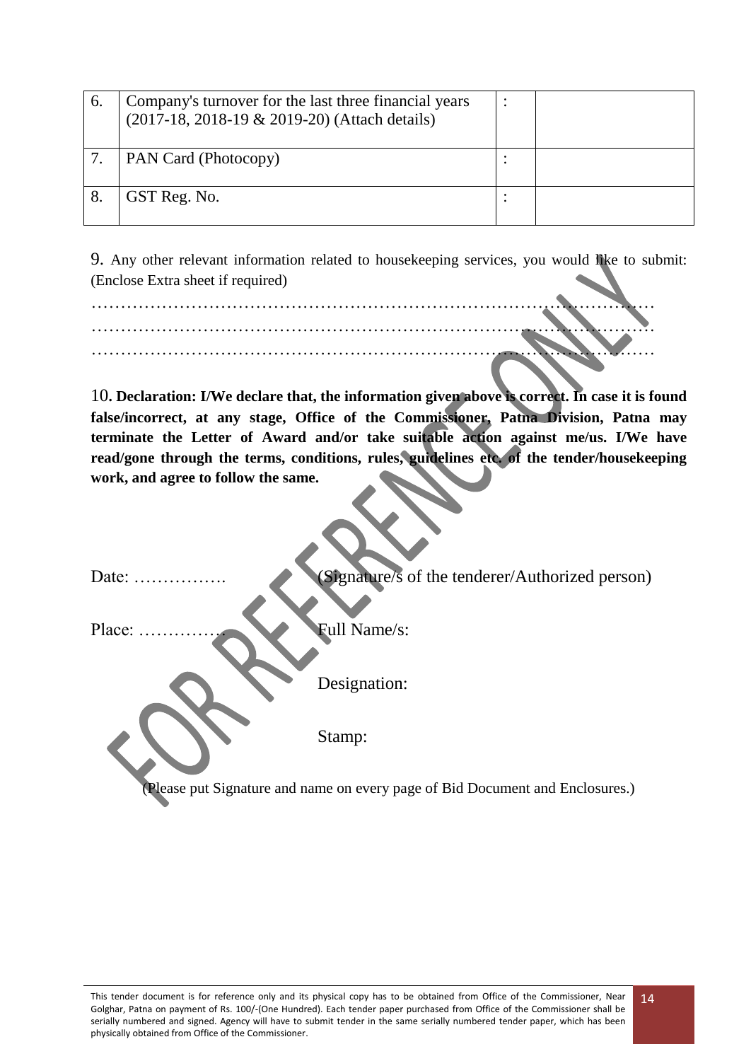| 6. | Company's turnover for the last three financial years (2017-18, 2018-19 & 2019-20) (Attach details) | : | |
|---|---|---|---|
| 7. | PAN Card (Photocopy) | : | |
| 8. | GST Reg. No. | : | |

9. Any other relevant information related to housekeeping services, you would like to submit: (Enclose Extra sheet if required)

…………………………………………………………………………………………
…………………………………………………………………………………………
…………………………………………………………………………………………

10. **Declaration: I/We declare that, the information given above is correct. In case it is found false/incorrect, at any stage, Office of the Commissioner, Patna Division, Patna may terminate the Letter of Award and/or take suitable action against me/us. I/We have read/gone through the terms, conditions, rules, guidelines etc. of the tender/housekeeping work, and agree to follow the same.**

Date: …………….     (Signature/s of the tenderer/Authorized person)

Place: ……………     Full Name/s:

Designation:

Stamp:

(Please put Signature and name on every page of Bid Document and Enclosures.)

This tender document is for reference only and its physical copy has to be obtained from Office of the Commissioner, Near Golghar, Patna on payment of Rs. 100/-(One Hundred). Each tender paper purchased from Office of the Commissioner shall be serially numbered and signed. Agency will have to submit tender in the same serially numbered tender paper, which has been physically obtained from Office of the Commissioner.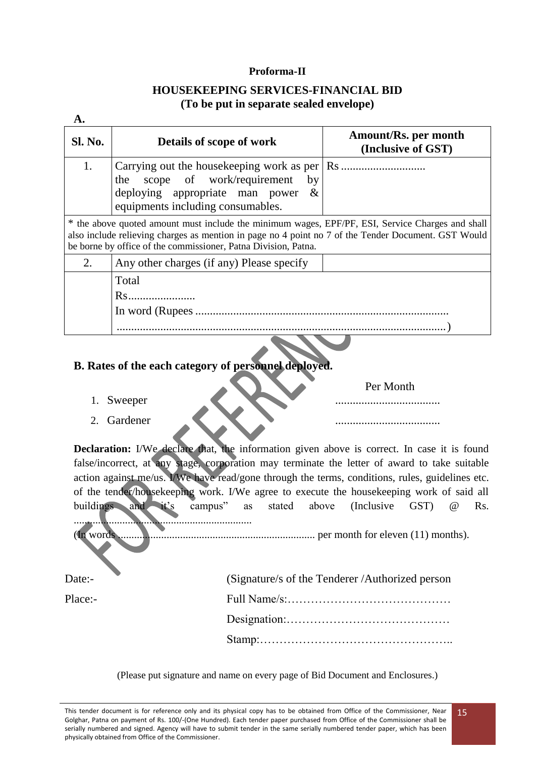**Proforma-II**

**HOUSEKEEPING SERVICES-FINANCIAL BID**
**(To be put in separate sealed envelope)**

**A.**

| Sl. No. | Details of scope of work | Amount/Rs. per month (Inclusive of GST) |
|---|---|---|
| 1. | Carrying out the housekeeping work as per the scope of work/requirement by deploying appropriate man power & equipments including consumables. | Rs ............................ |
| * the above quoted amount must include the minimum wages, EPF/PF, ESI, Service Charges and shall also include relieving charges as mention in page no 4 point no 7 of the Tender Document. GST Would be borne by office of the commissioner, Patna Division, Patna. | | |
| 2. | Any other charges (if any) Please specify | |
| | Total Rs...................... In word (Rupees ..................................................................................... ...............................................................................................................) | |

**B. Rates of the each category of personnel deployed.**

Per Month

1. Sweeper ....................................
2. Gardener ....................................

**Declaration:** I/We declare that, the information given above is correct. In case it is found false/incorrect, at any stage, corporation may terminate the letter of award to take suitable action against me/us. I/We have read/gone through the terms, conditions, rules, guidelines etc. of the tender/housekeeping work. I/We agree to execute the housekeeping work of said all buildings and it's campus" as stated above (Inclusive GST) @ Rs. .................................................................
(In words ........................................................................ per month for eleven (11) months).

Date:- (Signature/s of the Tenderer /Authorized person

Place:- Full Name/s:……………………………………

Designation:……………………………………

Stamp:…………………………………………..

(Please put signature and name on every page of Bid Document and Enclosures.)

This tender document is for reference only and its physical copy has to be obtained from Office of the Commissioner, Near Golghar, Patna on payment of Rs. 100/-(One Hundred). Each tender paper purchased from Office of the Commissioner shall be serially numbered and signed. Agency will have to submit tender in the same serially numbered tender paper, which has been physically obtained from Office of the Commissioner.